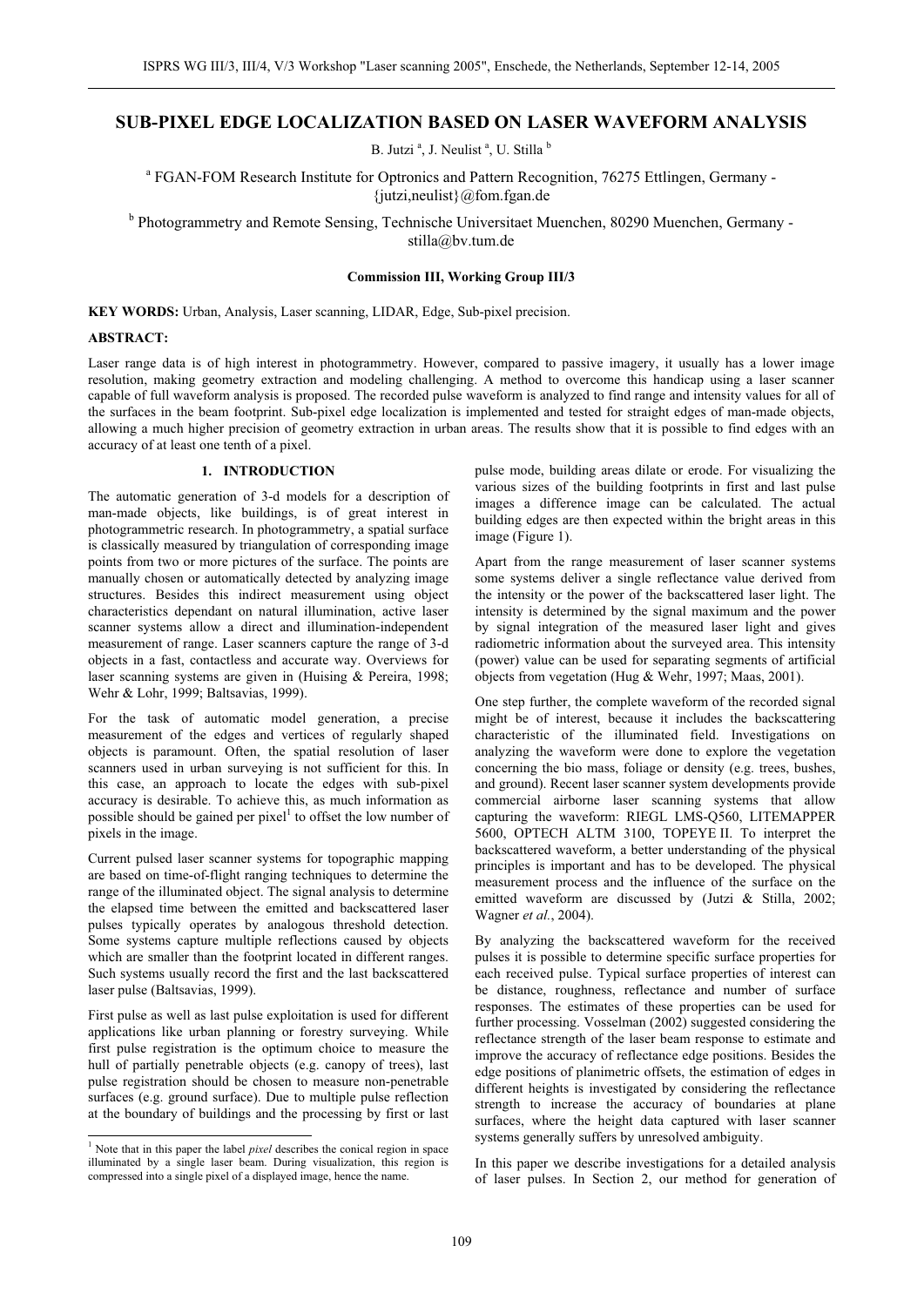# SUB-PIXEL EDGE LOCALIZATION BASED ON LASER WAVEFORM ANALYSIS

B. Jutzi [a], J. Neulist [a], U. Stilla [b]

[a] FGAN-FOM Research Institute for Optronics and Pattern Recognition, 76275 Ettlingen, Germany - {jutzi,neulist}@fom.fgan.de

[b] Photogrammetry and Remote Sensing, Technische Universitaet Muenchen, 80290 Muenchen, Germany - stilla@bv.tum.de

**Commission III, Working Group III/3**

**KEY WORDS:** Urban, Analysis, Laser scanning, LIDAR, Edge, Sub-pixel precision.

## ABSTRACT:

Laser range data is of high interest in photogrammetry. However, compared to passive imagery, it usually has a lower image resolution, making geometry extraction and modeling challenging. A method to overcome this handicap using a laser scanner capable of full waveform analysis is proposed. The recorded pulse waveform is analyzed to find range and intensity values for all of the surfaces in the beam footprint. Sub-pixel edge localization is implemented and tested for straight edges of man-made objects, allowing a much higher precision of geometry extraction in urban areas. The results show that it is possible to find edges with an accuracy of at least one tenth of a pixel.

## 1. INTRODUCTION

The automatic generation of 3-d models for a description of man-made objects, like buildings, is of great interest in photogrammetric research. In photogrammetry, a spatial surface is classically measured by triangulation of corresponding image points from two or more pictures of the surface. The points are manually chosen or automatically detected by analyzing image structures. Besides this indirect measurement using object characteristics dependant on natural illumination, active laser scanner systems allow a direct and illumination-independent measurement of range. Laser scanners capture the range of 3-d objects in a fast, contactless and accurate way. Overviews for laser scanning systems are given in (Huising & Pereira, 1998; Wehr & Lohr, 1999; Baltsavias, 1999).

For the task of automatic model generation, a precise measurement of the edges and vertices of regularly shaped objects is paramount. Often, the spatial resolution of laser scanners used in urban surveying is not sufficient for this. In this case, an approach to locate the edges with sub-pixel accuracy is desirable. To achieve this, as much information as possible should be gained per pixel[1] to offset the low number of pixels in the image.

Current pulsed laser scanner systems for topographic mapping are based on time-of-flight ranging techniques to determine the range of the illuminated object. The signal analysis to determine the elapsed time between the emitted and backscattered laser pulses typically operates by analogous threshold detection. Some systems capture multiple reflections caused by objects which are smaller than the footprint located in different ranges. Such systems usually record the first and the last backscattered laser pulse (Baltsavias, 1999).

First pulse as well as last pulse exploitation is used for different applications like urban planning or forestry surveying. While first pulse registration is the optimum choice to measure the hull of partially penetrable objects (e.g. canopy of trees), last pulse registration should be chosen to measure non-penetrable surfaces (e.g. ground surface). Due to multiple pulse reflection at the boundary of buildings and the processing by first or last pulse mode, building areas dilate or erode. For visualizing the various sizes of the building footprints in first and last pulse images a difference image can be calculated. The actual building edges are then expected within the bright areas in this image (Figure 1).

Apart from the range measurement of laser scanner systems some systems deliver a single reflectance value derived from the intensity or the power of the backscattered laser light. The intensity is determined by the signal maximum and the power by signal integration of the measured laser light and gives radiometric information about the surveyed area. This intensity (power) value can be used for separating segments of artificial objects from vegetation (Hug & Wehr, 1997; Maas, 2001).

One step further, the complete waveform of the recorded signal might be of interest, because it includes the backscattering characteristic of the illuminated field. Investigations on analyzing the waveform were done to explore the vegetation concerning the bio mass, foliage or density (e.g. trees, bushes, and ground). Recent laser scanner system developments provide commercial airborne laser scanning systems that allow capturing the waveform: RIEGL LMS-Q560, LITEMAPPER 5600, OPTECH ALTM 3100, TOPEYE II. To interpret the backscattered waveform, a better understanding of the physical principles is important and has to be developed. The physical measurement process and the influence of the surface on the emitted waveform are discussed by (Jutzi & Stilla, 2002; Wagner *et al.*, 2004).

By analyzing the backscattered waveform for the received pulses it is possible to determine specific surface properties for each received pulse. Typical surface properties of interest can be distance, roughness, reflectance and number of surface responses. The estimates of these properties can be used for further processing. Vosselman (2002) suggested considering the reflectance strength of the laser beam response to estimate and improve the accuracy of reflectance edge positions. Besides the edge positions of planimetric offsets, the estimation of edges in different heights is investigated by considering the reflectance strength to increase the accuracy of boundaries at plane surfaces, where the height data captured with laser scanner systems generally suffers by unresolved ambiguity.

In this paper we describe investigations for a detailed analysis of laser pulses. In Section 2, our method for generation of

[1] Note that in this paper the label *pixel* describes the conical region in space illuminated by a single laser beam. During visualization, this region is compressed into a single pixel of a displayed image, hence the name.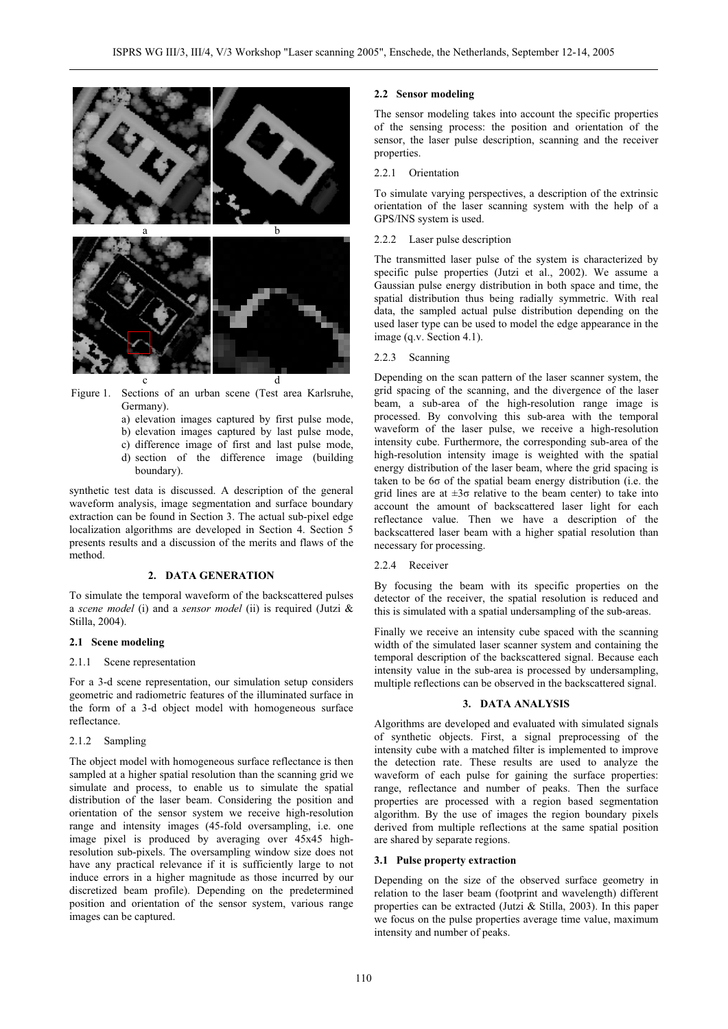Figure 1. Sections of an urban scene (Test area Karlsruhe, Germany).
a) elevation images captured by first pulse mode,
b) elevation images captured by last pulse mode,
c) difference image of first and last pulse mode,
d) section of the difference image (building boundary).

synthetic test data is discussed. A description of the general waveform analysis, image segmentation and surface boundary extraction can be found in Section 3. The actual sub-pixel edge localization algorithms are developed in Section 4. Section 5 presents results and a discussion of the merits and flaws of the method.

## 2. DATA GENERATION

To simulate the temporal waveform of the backscattered pulses a *scene model* (i) and a *sensor model* (ii) is required (Jutzi & Stilla, 2004).

### 2.1 Scene modeling

#### 2.1.1 Scene representation

For a 3-d scene representation, our simulation setup considers geometric and radiometric features of the illuminated surface in the form of a 3-d object model with homogeneous surface reflectance.

#### 2.1.2 Sampling

The object model with homogeneous surface reflectance is then sampled at a higher spatial resolution than the scanning grid we simulate and process, to enable us to simulate the spatial distribution of the laser beam. Considering the position and orientation of the sensor system we receive high-resolution range and intensity images (45-fold oversampling, i.e. one image pixel is produced by averaging over 45x45 high-resolution sub-pixels. The oversampling window size does not have any practical relevance if it is sufficiently large to not induce errors in a higher magnitude as those incurred by our discretized beam profile). Depending on the predetermined position and orientation of the sensor system, various range images can be captured.

### 2.2 Sensor modeling

The sensor modeling takes into account the specific properties of the sensing process: the position and orientation of the sensor, the laser pulse description, scanning and the receiver properties.

#### 2.2.1 Orientation

To simulate varying perspectives, a description of the extrinsic orientation of the laser scanning system with the help of a GPS/INS system is used.

#### 2.2.2 Laser pulse description

The transmitted laser pulse of the system is characterized by specific pulse properties (Jutzi et al., 2002). We assume a Gaussian pulse energy distribution in both space and time, the spatial distribution thus being radially symmetric. With real data, the sampled actual pulse distribution depending on the used laser type can be used to model the edge appearance in the image (q.v. Section 4.1).

#### 2.2.3 Scanning

Depending on the scan pattern of the laser scanner system, the grid spacing of the scanning, and the divergence of the laser beam, a sub-area of the high-resolution range image is processed. By convolving this sub-area with the temporal waveform of the laser pulse, we receive a high-resolution intensity cube. Furthermore, the corresponding sub-area of the high-resolution intensity image is weighted with the spatial energy distribution of the laser beam, where the grid spacing is taken to be $6\sigma$ of the spatial beam energy distribution (i.e. the grid lines are at $\pm 3\sigma$ relative to the beam center) to take into account the amount of backscattered laser light for each reflectance value. Then we have a description of the backscattered laser beam with a higher spatial resolution than necessary for processing.

#### 2.2.4 Receiver

By focusing the beam with its specific properties on the detector of the receiver, the spatial resolution is reduced and this is simulated with a spatial undersampling of the sub-areas.

Finally we receive an intensity cube spaced with the scanning width of the simulated laser scanner system and containing the temporal description of the backscattered signal. Because each intensity value in the sub-area is processed by undersampling, multiple reflections can be observed in the backscattered signal.

## 3. DATA ANALYSIS

Algorithms are developed and evaluated with simulated signals of synthetic objects. First, a signal preprocessing of the intensity cube with a matched filter is implemented to improve the detection rate. These results are used to analyze the waveform of each pulse for gaining the surface properties: range, reflectance and number of peaks. Then the surface properties are processed with a region based segmentation algorithm. By the use of images the region boundary pixels derived from multiple reflections at the same spatial position are shared by separate regions.

### 3.1 Pulse property extraction

Depending on the size of the observed surface geometry in relation to the laser beam (footprint and wavelength) different properties can be extracted (Jutzi & Stilla, 2003). In this paper we focus on the pulse properties average time value, maximum intensity and number of peaks.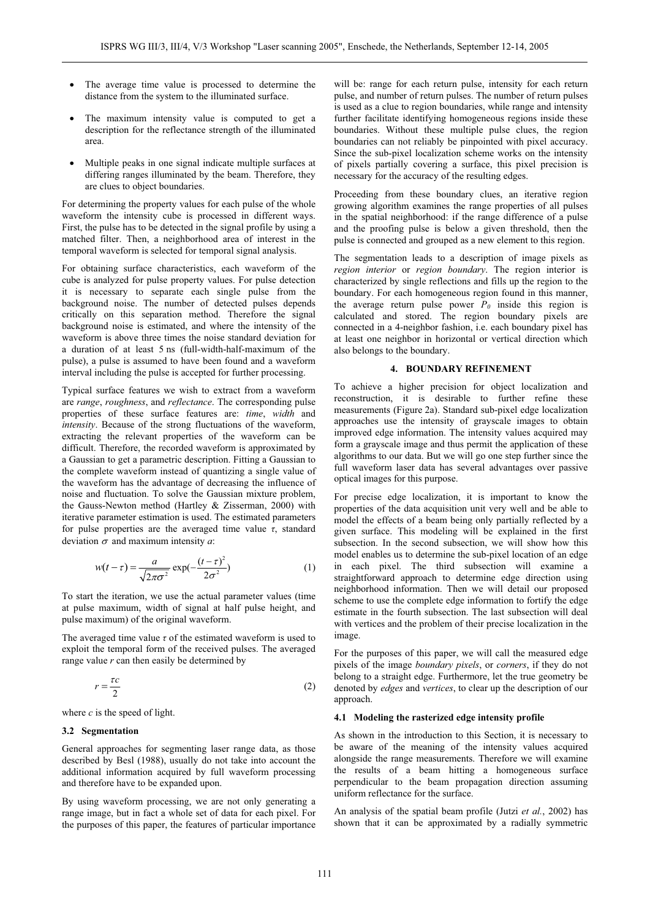- The average time value is processed to determine the distance from the system to the illuminated surface.
- The maximum intensity value is computed to get a description for the reflectance strength of the illuminated area.
- Multiple peaks in one signal indicate multiple surfaces at differing ranges illuminated by the beam. Therefore, they are clues to object boundaries.

For determining the property values for each pulse of the whole waveform the intensity cube is processed in different ways. First, the pulse has to be detected in the signal profile by using a matched filter. Then, a neighborhood area of interest in the temporal waveform is selected for temporal signal analysis.

For obtaining surface characteristics, each waveform of the cube is analyzed for pulse property values. For pulse detection it is necessary to separate each single pulse from the background noise. The number of detected pulses depends critically on this separation method. Therefore the signal background noise is estimated, and where the intensity of the waveform is above three times the noise standard deviation for a duration of at least 5 ns (full-width-half-maximum of the pulse), a pulse is assumed to have been found and a waveform interval including the pulse is accepted for further processing.

Typical surface features we wish to extract from a waveform are *range*, *roughness*, and *reflectance*. The corresponding pulse properties of these surface features are: *time*, *width* and *intensity*. Because of the strong fluctuations of the waveform, extracting the relevant properties of the waveform can be difficult. Therefore, the recorded waveform is approximated by a Gaussian to get a parametric description. Fitting a Gaussian to the complete waveform instead of quantizing a single value of the waveform has the advantage of decreasing the influence of noise and fluctuation. To solve the Gaussian mixture problem, the Gauss-Newton method (Hartley & Zisserman, 2000) with iterative parameter estimation is used. The estimated parameters for pulse properties are the averaged time value $\tau$, standard deviation $\sigma$ and maximum intensity $a$:

$$w(t-\tau) = \frac{a}{\sqrt{2\pi\sigma^2}} \exp\left(-\frac{(t-\tau)^2}{2\sigma^2}\right) \tag{1}$$

To start the iteration, we use the actual parameter values (time at pulse maximum, width of signal at half pulse height, and pulse maximum) of the original waveform.

The averaged time value $\tau$ of the estimated waveform is used to exploit the temporal form of the received pulses. The averaged range value $r$ can then easily be determined by

$$r = \frac{\tau c}{2} \tag{2}$$

where $c$ is the speed of light.

### 3.2 Segmentation

General approaches for segmenting laser range data, as those described by Besl (1988), usually do not take into account the additional information acquired by full waveform processing and therefore have to be expanded upon.

By using waveform processing, we are not only generating a range image, but in fact a whole set of data for each pixel. For the purposes of this paper, the features of particular importance will be: range for each return pulse, intensity for each return pulse, and number of return pulses. The number of return pulses is used as a clue to region boundaries, while range and intensity further facilitate identifying homogeneous regions inside these boundaries. Without these multiple pulse clues, the region boundaries can not reliably be pinpointed with pixel accuracy. Since the sub-pixel localization scheme works on the intensity of pixels partially covering a surface, this pixel precision is necessary for the accuracy of the resulting edges.

Proceeding from these boundary clues, an iterative region growing algorithm examines the range properties of all pulses in the spatial neighborhood: if the range difference of a pulse and the proofing pulse is below a given threshold, then the pulse is connected and grouped as a new element to this region.

The segmentation leads to a description of image pixels as *region interior* or *region boundary*. The region interior is characterized by single reflections and fills up the region to the boundary. For each homogeneous region found in this manner, the average return pulse power $P_0$ inside this region is calculated and stored. The region boundary pixels are connected in a 4-neighbor fashion, i.e. each boundary pixel has at least one neighbor in horizontal or vertical direction which also belongs to the boundary.

## 4. BOUNDARY REFINEMENT

To achieve a higher precision for object localization and reconstruction, it is desirable to further refine these measurements (Figure 2a). Standard sub-pixel edge localization approaches use the intensity of grayscale images to obtain improved edge information. The intensity values acquired may form a grayscale image and thus permit the application of these algorithms to our data. But we will go one step further since the full waveform laser data has several advantages over passive optical images for this purpose.

For precise edge localization, it is important to know the properties of the data acquisition unit very well and be able to model the effects of a beam being only partially reflected by a given surface. This modeling will be explained in the first subsection. In the second subsection, we will show how this model enables us to determine the sub-pixel location of an edge in each pixel. The third subsection will examine a straightforward approach to determine edge direction using neighborhood information. Then we will detail our proposed scheme to use the complete edge information to fortify the edge estimate in the fourth subsection. The last subsection will deal with vertices and the problem of their precise localization in the image.

For the purposes of this paper, we will call the measured edge pixels of the image *boundary pixels*, or *corners*, if they do not belong to a straight edge. Furthermore, let the true geometry be denoted by *edges* and *vertices*, to clear up the description of our approach.

### 4.1 Modeling the rasterized edge intensity profile

As shown in the introduction to this Section, it is necessary to be aware of the meaning of the intensity values acquired alongside the range measurements. Therefore we will examine the results of a beam hitting a homogeneous surface perpendicular to the beam propagation direction assuming uniform reflectance for the surface.

An analysis of the spatial beam profile (Jutzi *et al.*, 2002) has shown that it can be approximated by a radially symmetric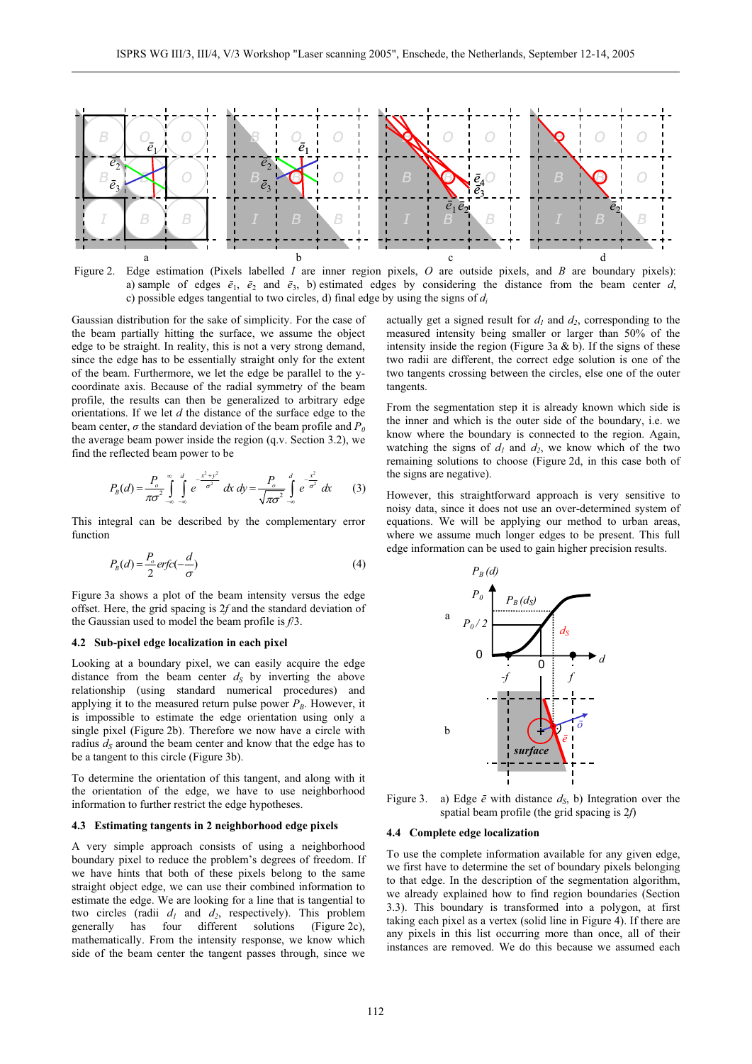Figure 2. Edge estimation (Pixels labelled $I$ are inner region pixels, $O$ are outside pixels, and $B$ are boundary pixels): a) sample of edges $\bar{e}_1$, $\bar{e}_2$ and $\bar{e}_3$, b) estimated edges by considering the distance from the beam center $d$, c) possible edges tangential to two circles, d) final edge by using the signs of $d_i$

Gaussian distribution for the sake of simplicity. For the case of the beam partially hitting the surface, we assume the object edge to be straight. In reality, this is not a very strong demand, since the edge has to be essentially straight only for the extent of the beam. Furthermore, we let the edge be parallel to the y-coordinate axis. Because of the radial symmetry of the beam profile, the results can then be generalized to arbitrary edge orientations. If we let $d$ the distance of the surface edge to the beam center, $\sigma$ the standard deviation of the beam profile and $P_0$ the average beam power inside the region (q.v. Section 3.2), we find the reflected beam power to be

$$P_B(d) = \frac{P_o}{\pi\sigma^2}\int_{-\infty}^{\infty}\int_{-\infty}^{d} e^{-\frac{x^2+y^2}{\sigma^2}}\,dx\,dy = \frac{P_o}{\sqrt{\pi\sigma^2}}\int_{-\infty}^{d} e^{-\frac{x^2}{\sigma^2}}\,dx \tag{3}$$

This integral can be described by the complementary error function

$$P_B(d) = \frac{P_o}{2}\,erfc\left(-\frac{d}{\sigma}\right) \tag{4}$$

Figure 3a shows a plot of the beam intensity versus the edge offset. Here, the grid spacing is $2f$ and the standard deviation of the Gaussian used to model the beam profile is $f/3$.

### 4.2 Sub-pixel edge localization in each pixel

Looking at a boundary pixel, we can easily acquire the edge distance from the beam center $d_S$ by inverting the above relationship (using standard numerical procedures) and applying it to the measured return pulse power $P_B$. However, it is impossible to estimate the edge orientation using only a single pixel (Figure 2b). Therefore we now have a circle with radius $d_S$ around the beam center and know that the edge has to be a tangent to this circle (Figure 3b).

To determine the orientation of this tangent, and along with it the orientation of the edge, we have to use neighborhood information to further restrict the edge hypotheses.

### 4.3 Estimating tangents in 2 neighborhood edge pixels

A very simple approach consists of using a neighborhood boundary pixel to reduce the problem's degrees of freedom. If we have hints that both of these pixels belong to the same straight object edge, we can use their combined information to estimate the edge. We are looking for a line that is tangential to two circles (radii $d_1$ and $d_2$, respectively). This problem generally has four different solutions (Figure 2c), mathematically. From the intensity response, we know which side of the beam center the tangent passes through, since we actually get a signed result for $d_1$ and $d_2$, corresponding to the measured intensity being smaller or larger than 50% of the intensity inside the region (Figure 3a & b). If the signs of these two radii are different, the correct edge solution is one of the two tangents crossing between the circles, else one of the outer tangents.

From the segmentation step it is already known which side is the inner and which is the outer side of the boundary, i.e. we know where the boundary is connected to the region. Again, watching the signs of $d_1$ and $d_2$, we know which of the two remaining solutions to choose (Figure 2d, in this case both of the signs are negative).

However, this straightforward approach is very sensitive to noisy data, since it does not use an over-determined system of equations. We will be applying our method to urban areas, where we assume much longer edges to be present. This full edge information can be used to gain higher precision results.

Figure 3. a) Edge $\bar{e}$ with distance $d_S$, b) Integration over the spatial beam profile (the grid spacing is $2f$)

### 4.4 Complete edge localization

To use the complete information available for any given edge, we first have to determine the set of boundary pixels belonging to that edge. In the description of the segmentation algorithm, we already explained how to find region boundaries (Section 3.3). This boundary is transformed into a polygon, at first taking each pixel as a vertex (solid line in Figure 4). If there are any pixels in this list occurring more than once, all of their instances are removed. We do this because we assumed each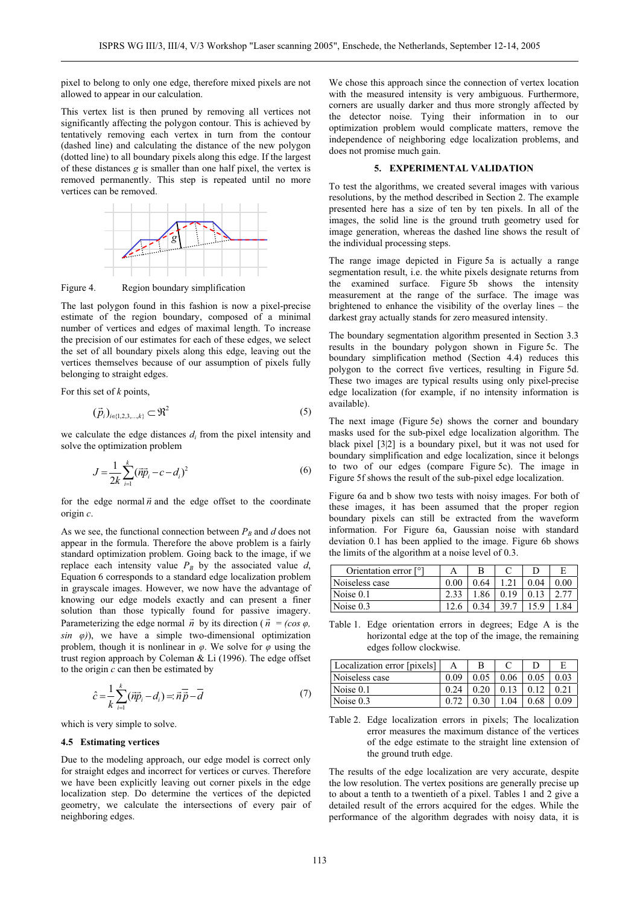pixel to belong to only one edge, therefore mixed pixels are not allowed to appear in our calculation.

This vertex list is then pruned by removing all vertices not significantly affecting the polygon contour. This is achieved by tentatively removing each vertex in turn from the contour (dashed line) and calculating the distance of the new polygon (dotted line) to all boundary pixels along this edge. If the largest of these distances $g$ is smaller than one half pixel, the vertex is removed permanently. This step is repeated until no more vertices can be removed.

Figure 4. Region boundary simplification

The last polygon found in this fashion is now a pixel-precise estimate of the region boundary, composed of a minimal number of vertices and edges of maximal length. To increase the precision of our estimates for each of these edges, we select the set of all boundary pixels along this edge, leaving out the vertices themselves because of our assumption of pixels fully belonging to straight edges.

For this set of $k$ points,

$$(\vec{p}_i)_{i\in\{1,2,3,\ldots,k\}} \subset \Re^2 \tag{5}$$

we calculate the edge distances $d_i$ from the pixel intensity and solve the optimization problem

$$J = \frac{1}{2k}\sum_{i=1}^{k}(\vec{n}\vec{p}_i - c - d_i)^2 \tag{6}$$

for the edge normal $\vec{n}$ and the edge offset to the coordinate origin $c$.

As we see, the functional connection between $P_B$ and $d$ does not appear in the formula. Therefore the above problem is a fairly standard optimization problem. Going back to the image, if we replace each intensity value $P_B$ by the associated value $d$, Equation 6 corresponds to a standard edge localization problem in grayscale images. However, we now have the advantage of knowing our edge models exactly and can present a finer solution than those typically found for passive imagery. Parameterizing the edge normal $\vec{n}$ by its direction ($\vec{n} = (\cos\varphi, \sin\varphi)$), we have a simple two-dimensional optimization problem, though it is nonlinear in $\varphi$. We solve for $\varphi$ using the trust region approach by Coleman & Li (1996). The edge offset to the origin $c$ can then be estimated by

$$\hat{c} = \frac{1}{k}\sum_{i=1}^{k}(\vec{n}\vec{p}_i - d_i) =: \vec{n}\bar{\vec{p}} - \bar{d} \tag{7}$$

which is very simple to solve.

### 4.5 Estimating vertices

Due to the modeling approach, our edge model is correct only for straight edges and incorrect for vertices or curves. Therefore we have been explicitly leaving out our corner pixels in the edge localization step. Do determine the vertices of the depicted geometry, we calculate the intersections of every pair of neighboring edges.

We chose this approach since the connection of vertex location with the measured intensity is very ambiguous. Furthermore, corners are usually darker and thus more strongly affected by the detector noise. Tying their information in to our optimization problem would complicate matters, remove the independence of neighboring edge localization problems, and does not promise much gain.

## 5. EXPERIMENTAL VALIDATION

To test the algorithms, we created several images with various resolutions, by the method described in Section 2. The example presented here has a size of ten by ten pixels. In all of the images, the solid line is the ground truth geometry used for image generation, whereas the dashed line shows the result of the individual processing steps.

The range image depicted in Figure 5a is actually a range segmentation result, i.e. the white pixels designate returns from the examined surface. Figure 5b shows the intensity measurement at the range of the surface. The image was brightened to enhance the visibility of the overlay lines – the darkest gray actually stands for zero measured intensity.

The boundary segmentation algorithm presented in Section 3.3 results in the boundary polygon shown in Figure 5c. The boundary simplification method (Section 4.4) reduces this polygon to the correct five vertices, resulting in Figure 5d. These two images are typical results using only pixel-precise edge localization (for example, if no intensity information is available).

The next image (Figure 5e) shows the corner and boundary masks used for the sub-pixel edge localization algorithm. The black pixel [3|2] is a boundary pixel, but it was not used for boundary simplification and edge localization, since it belongs to two of our edges (compare Figure 5c). The image in Figure 5f shows the result of the sub-pixel edge localization.

Figure 6a and b show two tests with noisy images. For both of these images, it has been assumed that the proper region boundary pixels can still be extracted from the waveform information. For Figure 6a, Gaussian noise with standard deviation 0.1 has been applied to the image. Figure 6b shows the limits of the algorithm at a noise level of 0.3.

| Orientation error [°] | A | B | C | D | E |
|---|---|---|---|---|---|
| Noiseless case | 0.00 | 0.64 | 1.21 | 0.04 | 0.00 |
| Noise 0.1 | 2.33 | 1.86 | 0.19 | 0.13 | 2.77 |
| Noise 0.3 | 12.6 | 0.34 | 39.7 | 15.9 | 1.84 |

Table 1. Edge orientation errors in degrees; Edge A is the horizontal edge at the top of the image, the remaining edges follow clockwise.

| Localization error [pixels] | A | B | C | D | E |
|---|---|---|---|---|---|
| Noiseless case | 0.09 | 0.05 | 0.06 | 0.05 | 0.03 |
| Noise 0.1 | 0.24 | 0.20 | 0.13 | 0.12 | 0.21 |
| Noise 0.3 | 0.72 | 0.30 | 1.04 | 0.68 | 0.09 |

Table 2. Edge localization errors in pixels; The localization error measures the maximum distance of the vertices of the edge estimate to the straight line extension of the ground truth edge.

The results of the edge localization are very accurate, despite the low resolution. The vertex positions are generally precise up to about a tenth to a twentieth of a pixel. Tables 1 and 2 give a detailed result of the errors acquired for the edges. While the performance of the algorithm degrades with noisy data, it is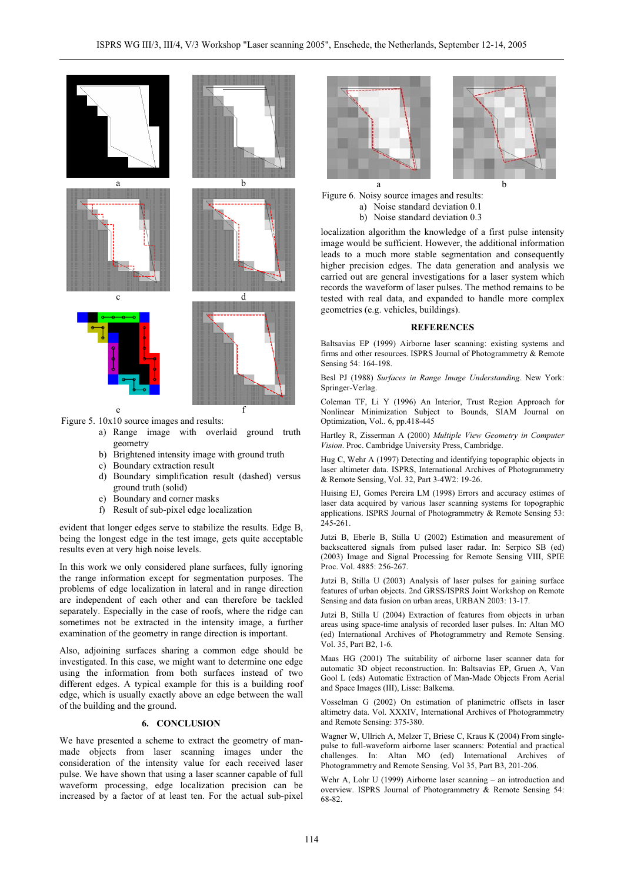a

b

c

d

e

f

Figure 5. 10x10 source images and results:

a) Range image with overlaid ground truth geometry
b) Brightened intensity image with ground truth
c) Boundary extraction result
d) Boundary simplification result (dashed) versus ground truth (solid)
e) Boundary and corner masks
f) Result of sub-pixel edge localization

evident that longer edges serve to stabilize the results. Edge B, being the longest edge in the test image, gets quite acceptable results even at very high noise levels.

In this work we only considered plane surfaces, fully ignoring the range information except for segmentation purposes. The problems of edge localization in lateral and in range direction are independent of each other and can therefore be tackled separately. Especially in the case of roofs, where the ridge can sometimes not be extracted in the intensity image, a further examination of the geometry in range direction is important.

Also, adjoining surfaces sharing a common edge should be investigated. In this case, we might want to determine one edge using the information from both surfaces instead of two different edges. A typical example for this is a building roof edge, which is usually exactly above an edge between the wall of the building and the ground.

## 6. CONCLUSION

We have presented a scheme to extract the geometry of man-made objects from laser scanning images under the consideration of the intensity value for each received laser pulse. We have shown that using a laser scanner capable of full waveform processing, edge localization precision can be increased by a factor of at least ten. For the actual sub-pixel

a

b

Figure 6. Noisy source images and results:

a) Noise standard deviation 0.1
b) Noise standard deviation 0.3

localization algorithm the knowledge of a first pulse intensity image would be sufficient. However, the additional information leads to a much more stable segmentation and consequently higher precision edges. The data generation and analysis we carried out are general investigations for a laser system which records the waveform of laser pulses. The method remains to be tested with real data, and expanded to handle more complex geometries (e.g. vehicles, buildings).

## REFERENCES

Baltsavias EP (1999) Airborne laser scanning: existing systems and firms and other resources. ISPRS Journal of Photogrammetry & Remote Sensing 54: 164-198.

Besl PJ (1988) *Surfaces in Range Image Understanding*. New York: Springer-Verlag.

Coleman TF, Li Y (1996) An Interior, Trust Region Approach for Nonlinear Minimization Subject to Bounds, SIAM Journal on Optimization, Vol.. 6, pp.418-445

Hartley R, Zisserman A (2000) *Multiple View Geometry in Computer Vision*. Proc. Cambridge University Press, Cambridge.

Hug C, Wehr A (1997) Detecting and identifying topographic objects in laser altimeter data. ISPRS, International Archives of Photogrammetry & Remote Sensing, Vol. 32, Part 3-4W2: 19-26.

Huising EJ, Gomes Pereira LM (1998) Errors and accuracy estimes of laser data acquired by various laser scanning systems for topographic applications. ISPRS Journal of Photogrammetry & Remote Sensing 53: 245-261.

Jutzi B, Eberle B, Stilla U (2002) Estimation and measurement of backscattered signals from pulsed laser radar. In: Serpico SB (ed) (2003) Image and Signal Processing for Remote Sensing VIII, SPIE Proc. Vol. 4885: 256-267.

Jutzi B, Stilla U (2003) Analysis of laser pulses for gaining surface features of urban objects. 2nd GRSS/ISPRS Joint Workshop on Remote Sensing and data fusion on urban areas, URBAN 2003: 13-17.

Jutzi B, Stilla U (2004) Extraction of features from objects in urban areas using space-time analysis of recorded laser pulses. In: Altan MO (ed) International Archives of Photogrammetry and Remote Sensing. Vol. 35, Part B2, 1-6.

Maas HG (2001) The suitability of airborne laser scanner data for automatic 3D object reconstruction. In: Baltsavias EP, Gruen A, Van Gool L (eds) Automatic Extraction of Man-Made Objects From Aerial and Space Images (III), Lisse: Balkema.

Vosselman G (2002) On estimation of planimetric offsets in laser altimetry data. Vol. XXXIV, International Archives of Photogrammetry and Remote Sensing: 375-380.

Wagner W, Ullrich A, Melzer T, Briese C, Kraus K (2004) From single-pulse to full-waveform airborne laser scanners: Potential and practical challenges. In: Altan MO (ed) International Archives of Photogrammetry and Remote Sensing. Vol 35, Part B3, 201-206.

Wehr A, Lohr U (1999) Airborne laser scanning – an introduction and overview. ISPRS Journal of Photogrammetry & Remote Sensing 54: 68-82.